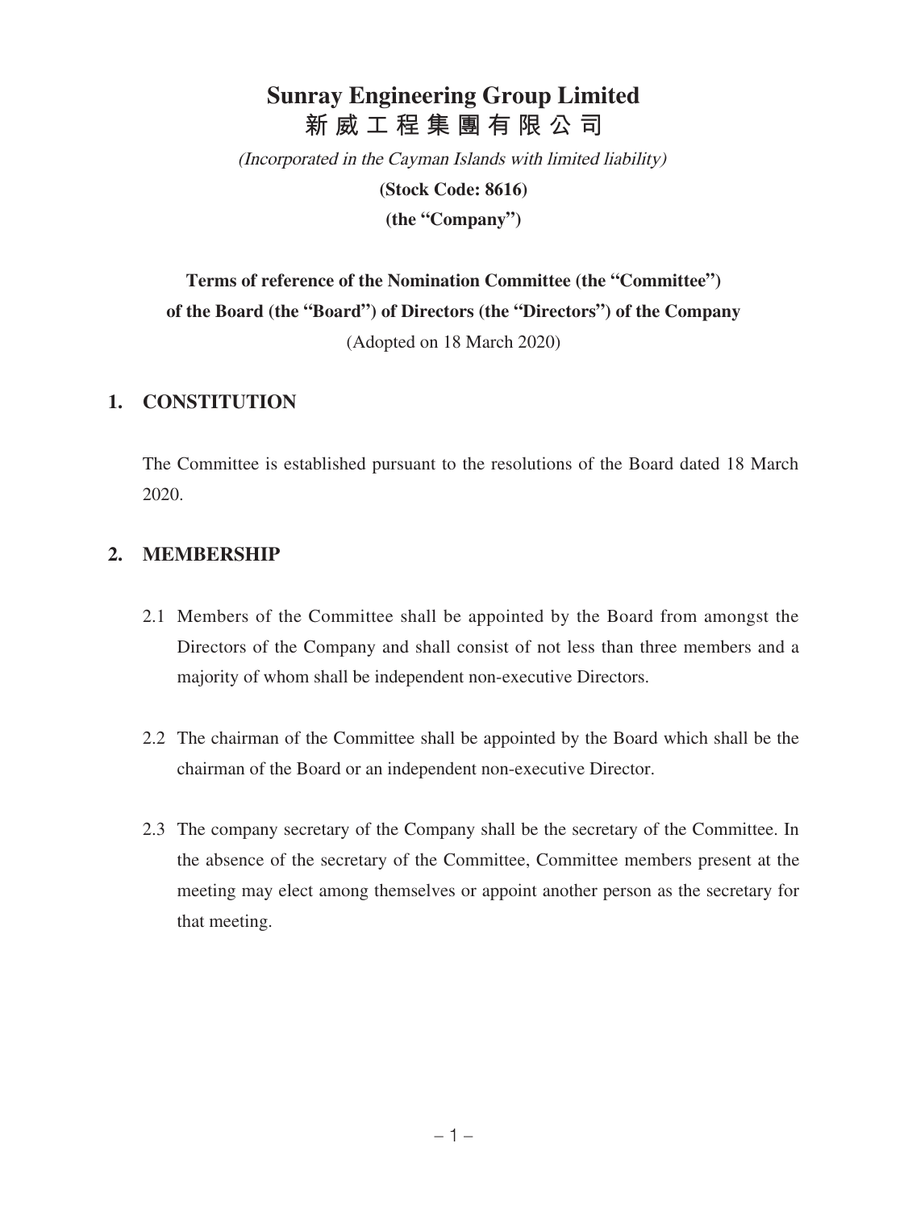# Sunray Engineering Group Limited
# 新威工程集團有限公司

*(Incorporated in the Cayman Islands with limited liability)*

**(Stock Code: 8616)**

**(the "Company")**

**Terms of reference of the Nomination Committee (the "Committee") of the Board (the "Board") of Directors (the "Directors") of the Company**

(Adopted on 18 March 2020)

## 1. CONSTITUTION

The Committee is established pursuant to the resolutions of the Board dated 18 March 2020.

## 2. MEMBERSHIP

2.1 Members of the Committee shall be appointed by the Board from amongst the Directors of the Company and shall consist of not less than three members and a majority of whom shall be independent non-executive Directors.

2.2 The chairman of the Committee shall be appointed by the Board which shall be the chairman of the Board or an independent non-executive Director.

2.3 The company secretary of the Company shall be the secretary of the Committee. In the absence of the secretary of the Committee, Committee members present at the meeting may elect among themselves or appoint another person as the secretary for that meeting.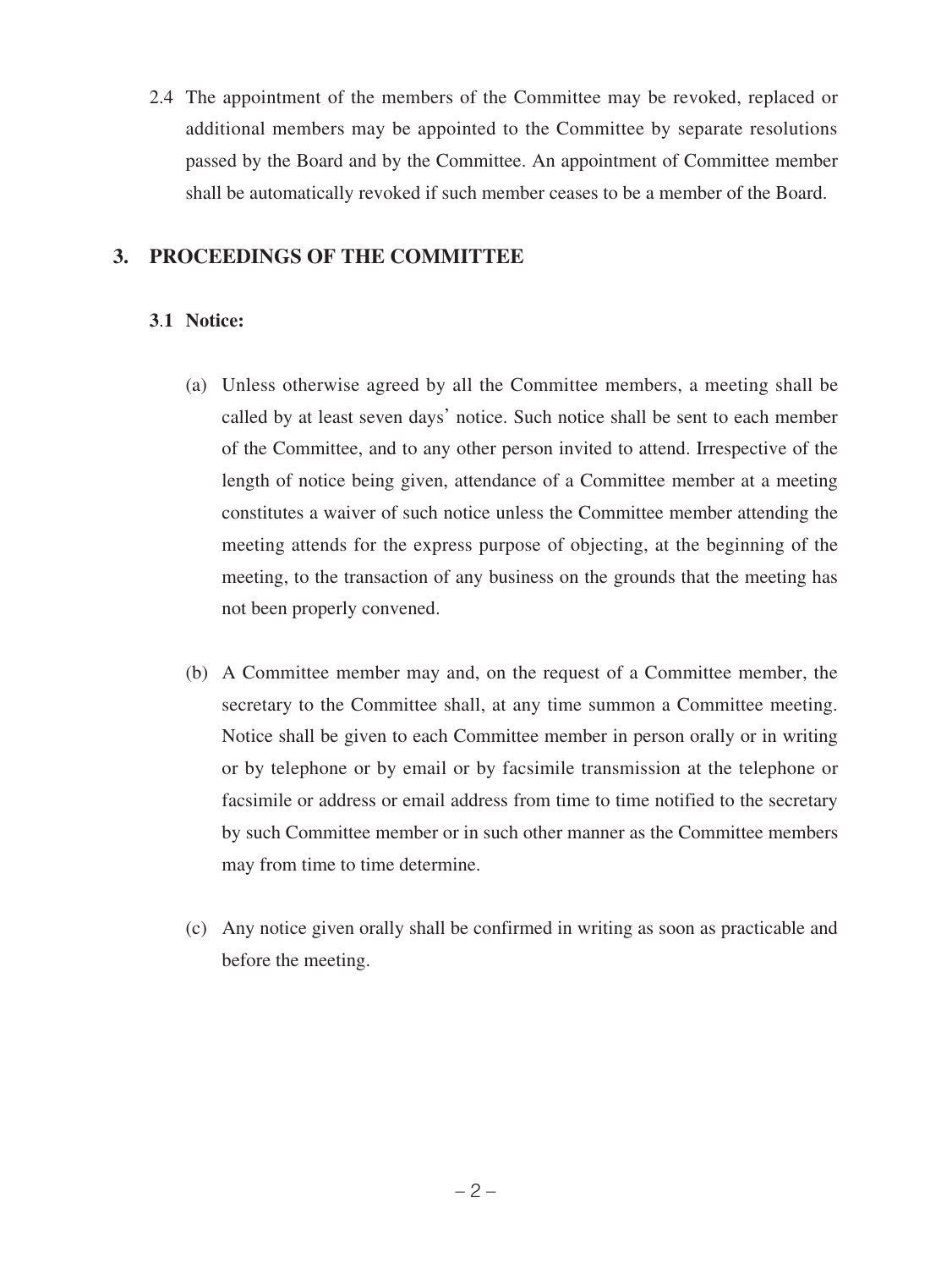2.4 The appointment of the members of the Committee may be revoked, replaced or additional members may be appointed to the Committee by separate resolutions passed by the Board and by the Committee. An appointment of Committee member shall be automatically revoked if such member ceases to be a member of the Board.

## 3. PROCEEDINGS OF THE COMMITTEE

### 3.1 Notice:

(a) Unless otherwise agreed by all the Committee members, a meeting shall be called by at least seven days' notice. Such notice shall be sent to each member of the Committee, and to any other person invited to attend. Irrespective of the length of notice being given, attendance of a Committee member at a meeting constitutes a waiver of such notice unless the Committee member attending the meeting attends for the express purpose of objecting, at the beginning of the meeting, to the transaction of any business on the grounds that the meeting has not been properly convened.

(b) A Committee member may and, on the request of a Committee member, the secretary to the Committee shall, at any time summon a Committee meeting. Notice shall be given to each Committee member in person orally or in writing or by telephone or by email or by facsimile transmission at the telephone or facsimile or address or email address from time to time notified to the secretary by such Committee member or in such other manner as the Committee members may from time to time determine.

(c) Any notice given orally shall be confirmed in writing as soon as practicable and before the meeting.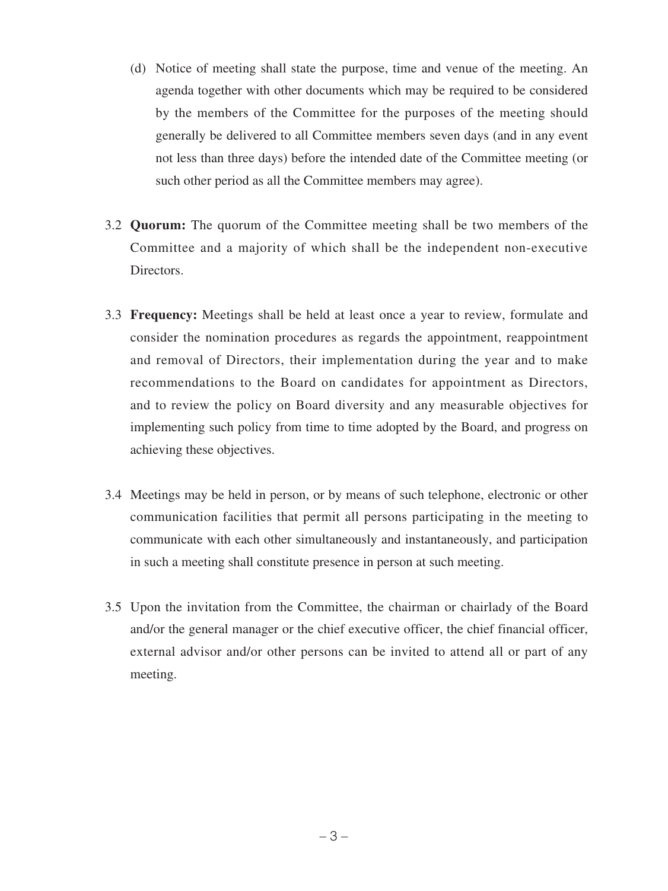(d) Notice of meeting shall state the purpose, time and venue of the meeting. An agenda together with other documents which may be required to be considered by the members of the Committee for the purposes of the meeting should generally be delivered to all Committee members seven days (and in any event not less than three days) before the intended date of the Committee meeting (or such other period as all the Committee members may agree).

3.2 **Quorum:** The quorum of the Committee meeting shall be two members of the Committee and a majority of which shall be the independent non-executive Directors.

3.3 **Frequency:** Meetings shall be held at least once a year to review, formulate and consider the nomination procedures as regards the appointment, reappointment and removal of Directors, their implementation during the year and to make recommendations to the Board on candidates for appointment as Directors, and to review the policy on Board diversity and any measurable objectives for implementing such policy from time to time adopted by the Board, and progress on achieving these objectives.

3.4 Meetings may be held in person, or by means of such telephone, electronic or other communication facilities that permit all persons participating in the meeting to communicate with each other simultaneously and instantaneously, and participation in such a meeting shall constitute presence in person at such meeting.

3.5 Upon the invitation from the Committee, the chairman or chairlady of the Board and/or the general manager or the chief executive officer, the chief financial officer, external advisor and/or other persons can be invited to attend all or part of any meeting.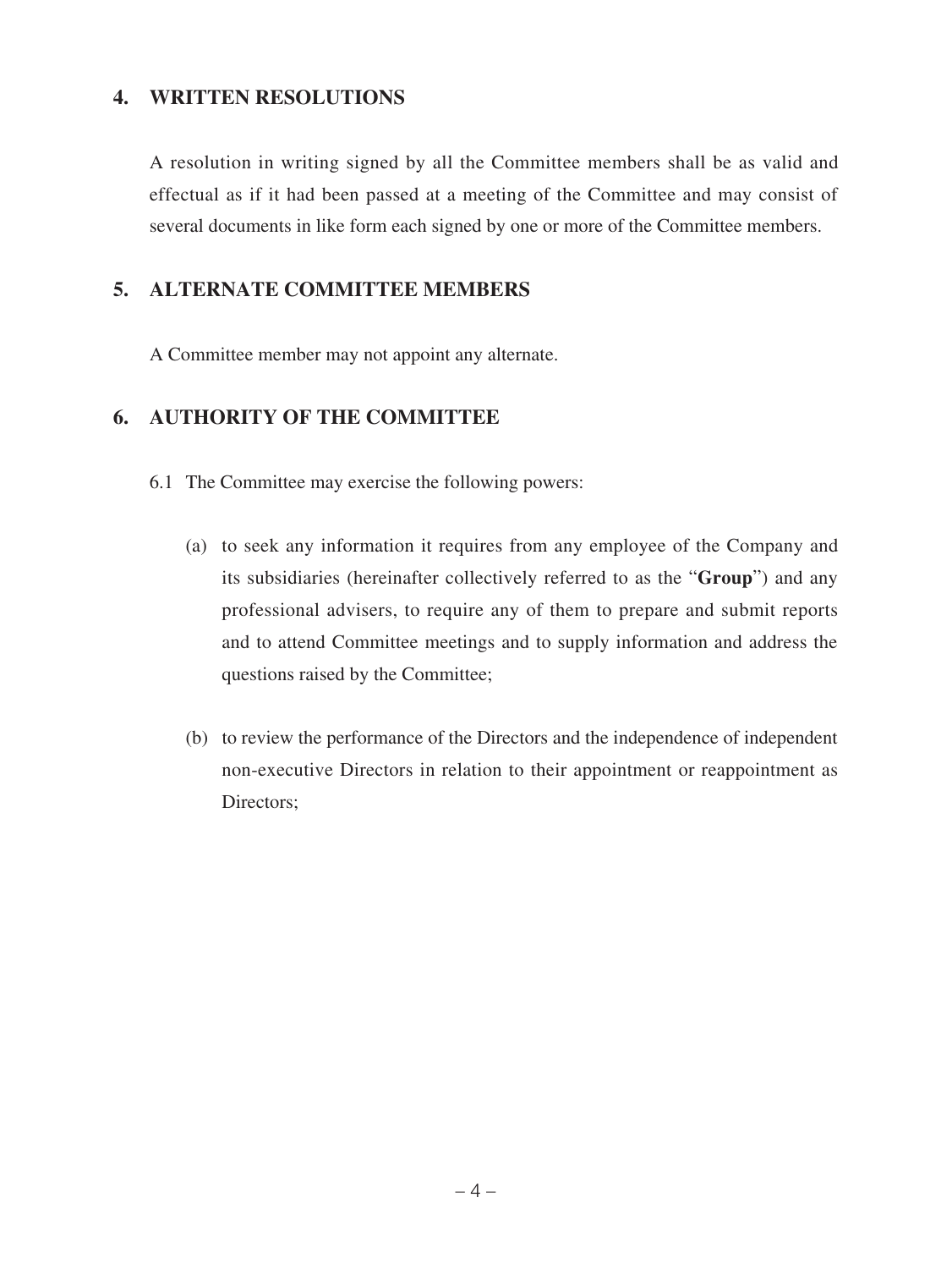## 4. WRITTEN RESOLUTIONS

A resolution in writing signed by all the Committee members shall be as valid and effectual as if it had been passed at a meeting of the Committee and may consist of several documents in like form each signed by one or more of the Committee members.

## 5. ALTERNATE COMMITTEE MEMBERS

A Committee member may not appoint any alternate.

## 6. AUTHORITY OF THE COMMITTEE

6.1 The Committee may exercise the following powers:

(a) to seek any information it requires from any employee of the Company and its subsidiaries (hereinafter collectively referred to as the "**Group**") and any professional advisers, to require any of them to prepare and submit reports and to attend Committee meetings and to supply information and address the questions raised by the Committee;

(b) to review the performance of the Directors and the independence of independent non-executive Directors in relation to their appointment or reappointment as Directors;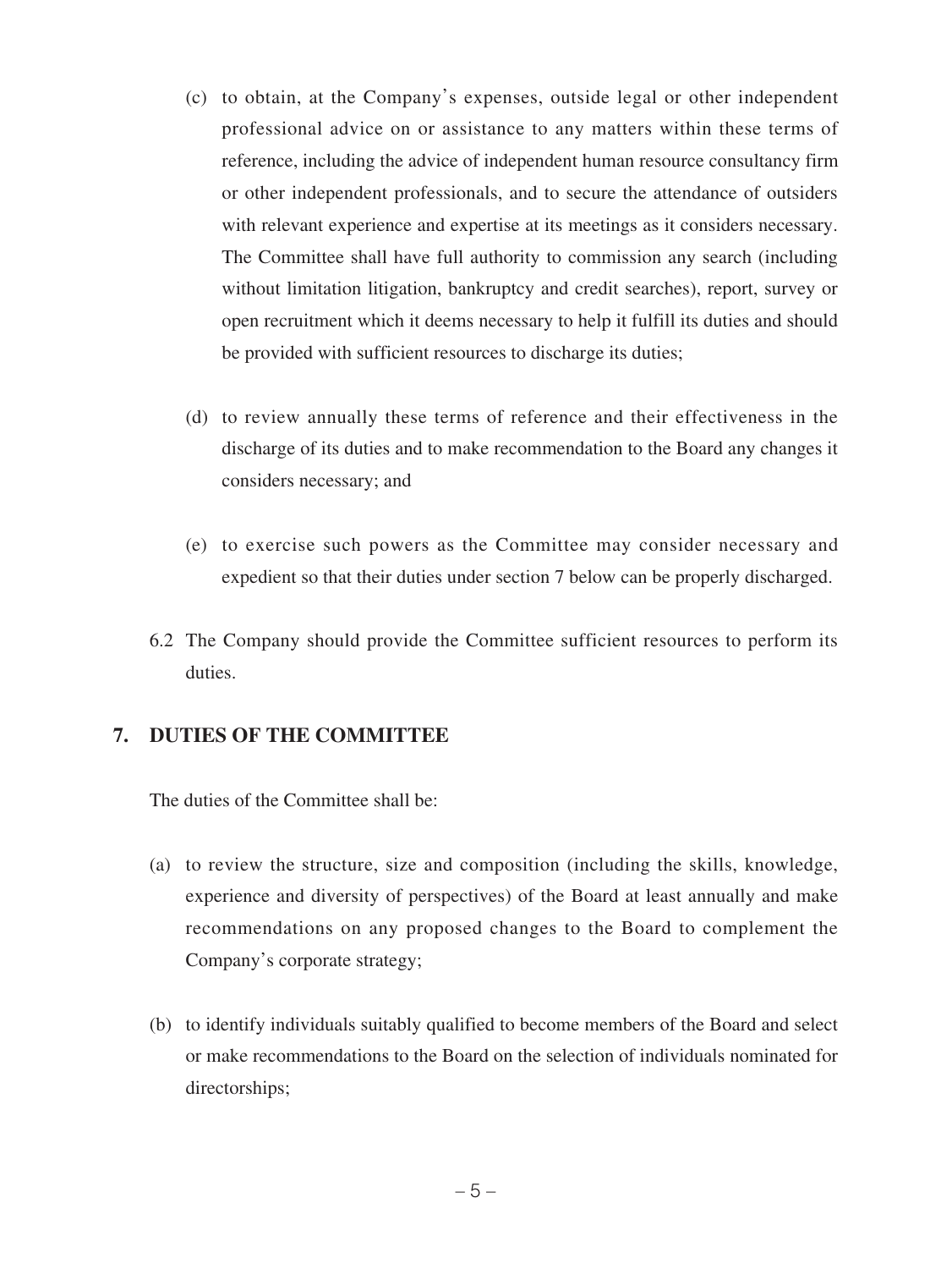(c) to obtain, at the Company's expenses, outside legal or other independent professional advice on or assistance to any matters within these terms of reference, including the advice of independent human resource consultancy firm or other independent professionals, and to secure the attendance of outsiders with relevant experience and expertise at its meetings as it considers necessary. The Committee shall have full authority to commission any search (including without limitation litigation, bankruptcy and credit searches), report, survey or open recruitment which it deems necessary to help it fulfill its duties and should be provided with sufficient resources to discharge its duties;

(d) to review annually these terms of reference and their effectiveness in the discharge of its duties and to make recommendation to the Board any changes it considers necessary; and

(e) to exercise such powers as the Committee may consider necessary and expedient so that their duties under section 7 below can be properly discharged.

6.2 The Company should provide the Committee sufficient resources to perform its duties.

## 7. DUTIES OF THE COMMITTEE

The duties of the Committee shall be:

(a) to review the structure, size and composition (including the skills, knowledge, experience and diversity of perspectives) of the Board at least annually and make recommendations on any proposed changes to the Board to complement the Company's corporate strategy;

(b) to identify individuals suitably qualified to become members of the Board and select or make recommendations to the Board on the selection of individuals nominated for directorships;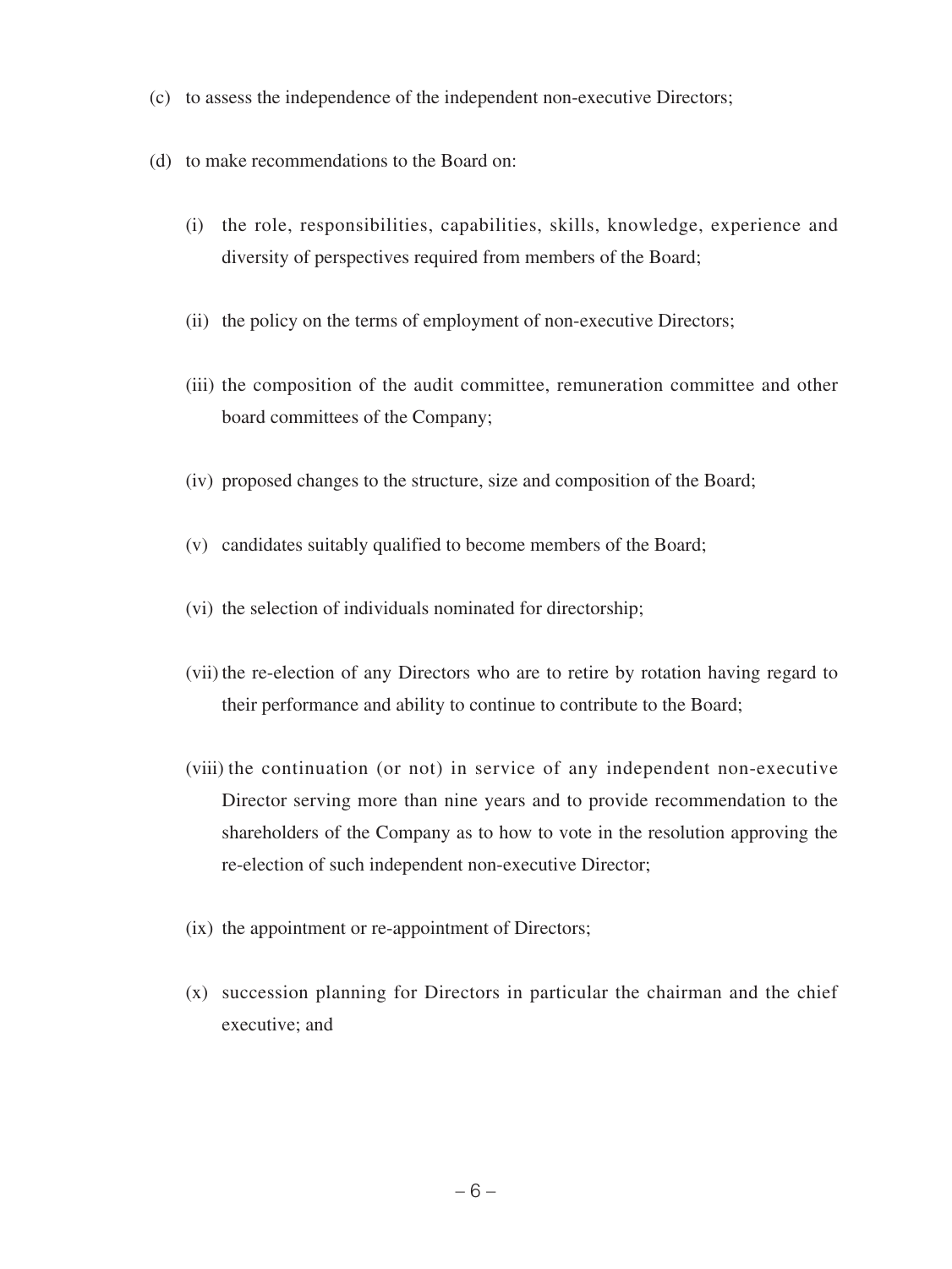(c) to assess the independence of the independent non-executive Directors;

(d) to make recommendations to the Board on:

   (i) the role, responsibilities, capabilities, skills, knowledge, experience and diversity of perspectives required from members of the Board;

   (ii) the policy on the terms of employment of non-executive Directors;

   (iii) the composition of the audit committee, remuneration committee and other board committees of the Company;

   (iv) proposed changes to the structure, size and composition of the Board;

   (v) candidates suitably qualified to become members of the Board;

   (vi) the selection of individuals nominated for directorship;

   (vii) the re-election of any Directors who are to retire by rotation having regard to their performance and ability to continue to contribute to the Board;

   (viii) the continuation (or not) in service of any independent non-executive Director serving more than nine years and to provide recommendation to the shareholders of the Company as to how to vote in the resolution approving the re-election of such independent non-executive Director;

   (ix) the appointment or re-appointment of Directors;

   (x) succession planning for Directors in particular the chairman and the chief executive; and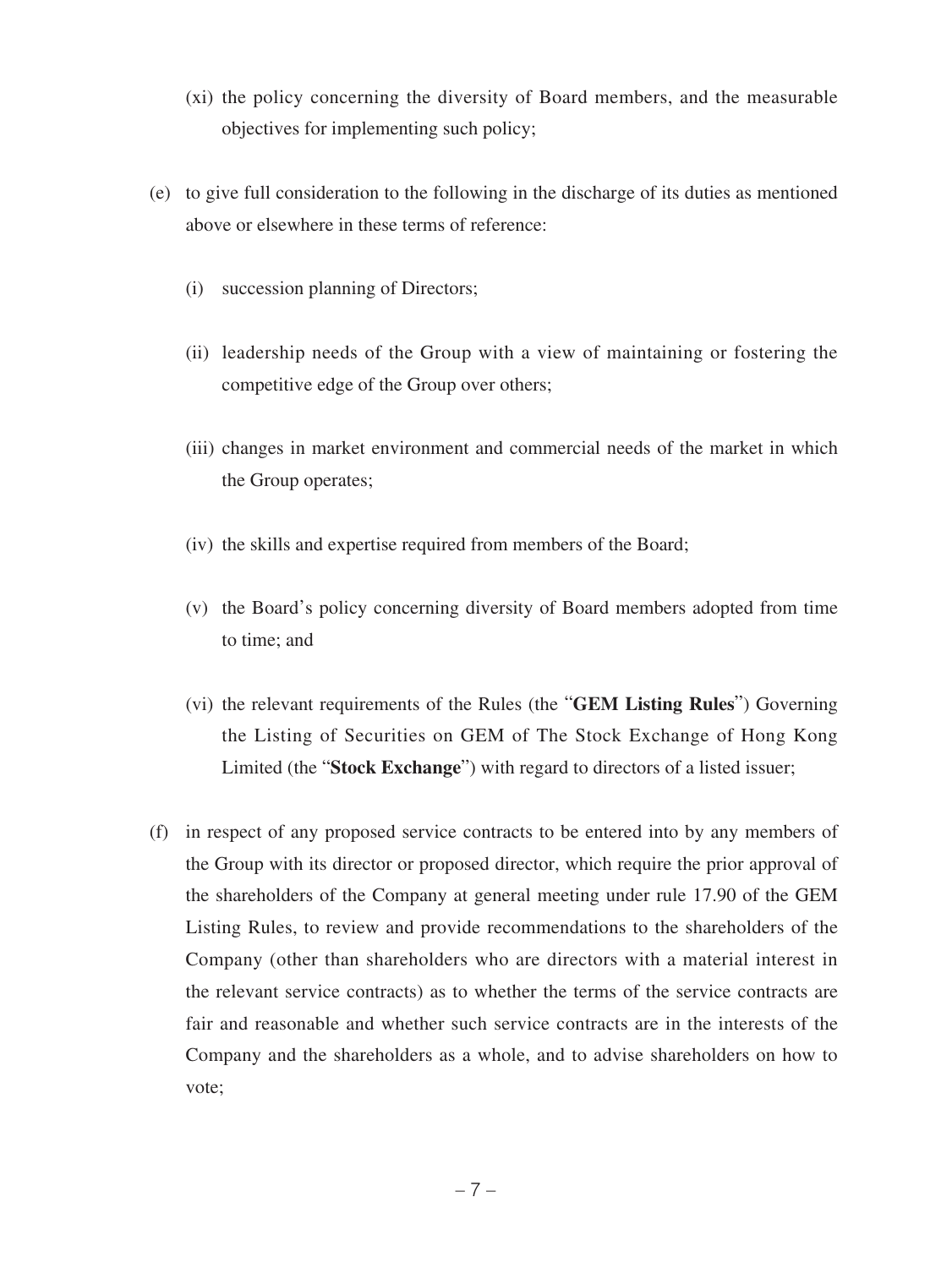(xi) the policy concerning the diversity of Board members, and the measurable objectives for implementing such policy;

(e) to give full consideration to the following in the discharge of its duties as mentioned above or elsewhere in these terms of reference:

(i) succession planning of Directors;

(ii) leadership needs of the Group with a view of maintaining or fostering the competitive edge of the Group over others;

(iii) changes in market environment and commercial needs of the market in which the Group operates;

(iv) the skills and expertise required from members of the Board;

(v) the Board's policy concerning diversity of Board members adopted from time to time; and

(vi) the relevant requirements of the Rules (the "**GEM Listing Rules**") Governing the Listing of Securities on GEM of The Stock Exchange of Hong Kong Limited (the "**Stock Exchange**") with regard to directors of a listed issuer;

(f) in respect of any proposed service contracts to be entered into by any members of the Group with its director or proposed director, which require the prior approval of the shareholders of the Company at general meeting under rule 17.90 of the GEM Listing Rules, to review and provide recommendations to the shareholders of the Company (other than shareholders who are directors with a material interest in the relevant service contracts) as to whether the terms of the service contracts are fair and reasonable and whether such service contracts are in the interests of the Company and the shareholders as a whole, and to advise shareholders on how to vote;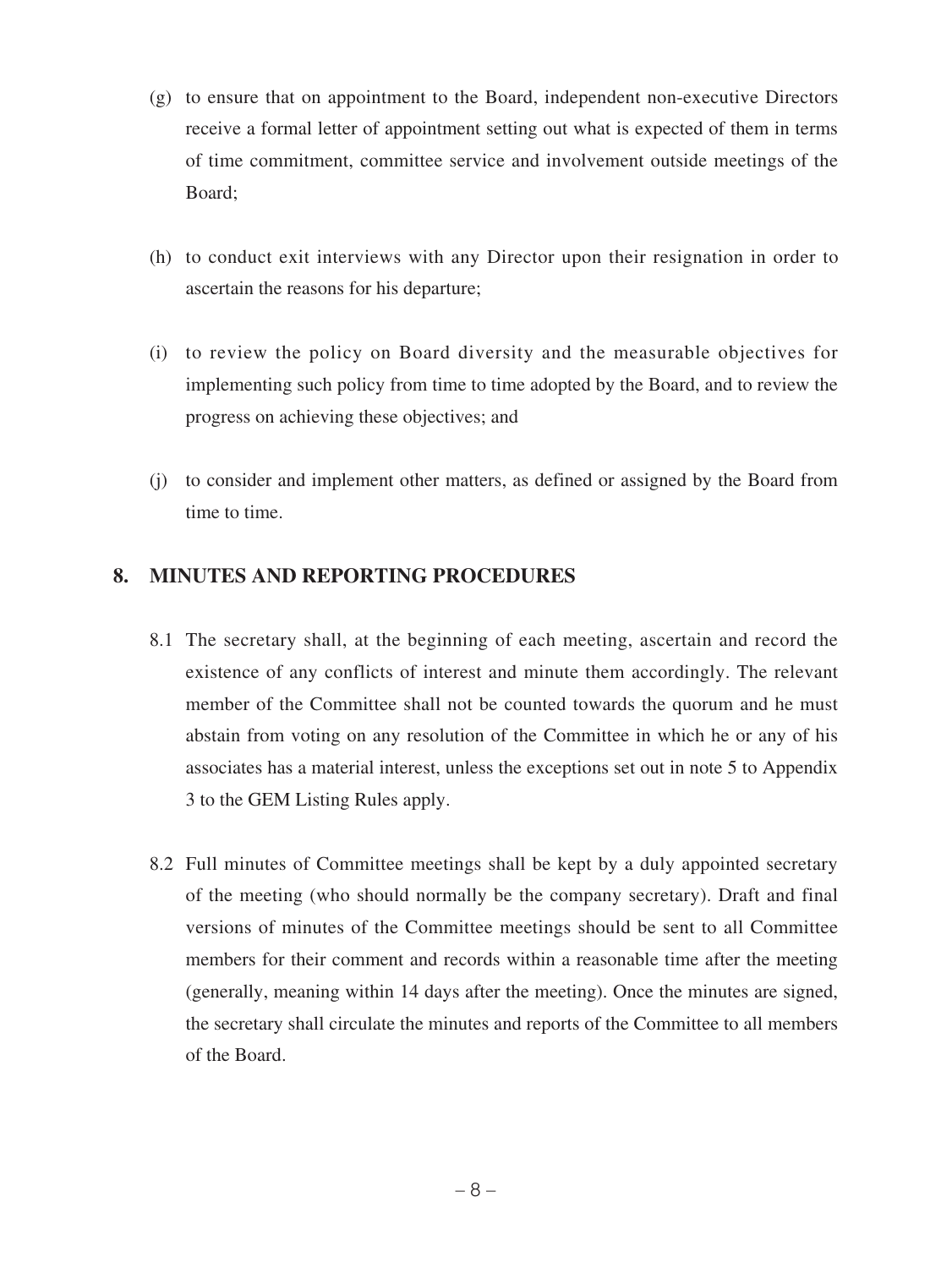(g) to ensure that on appointment to the Board, independent non-executive Directors receive a formal letter of appointment setting out what is expected of them in terms of time commitment, committee service and involvement outside meetings of the Board;

(h) to conduct exit interviews with any Director upon their resignation in order to ascertain the reasons for his departure;

(i) to review the policy on Board diversity and the measurable objectives for implementing such policy from time to time adopted by the Board, and to review the progress on achieving these objectives; and

(j) to consider and implement other matters, as defined or assigned by the Board from time to time.

## 8. MINUTES AND REPORTING PROCEDURES

8.1 The secretary shall, at the beginning of each meeting, ascertain and record the existence of any conflicts of interest and minute them accordingly. The relevant member of the Committee shall not be counted towards the quorum and he must abstain from voting on any resolution of the Committee in which he or any of his associates has a material interest, unless the exceptions set out in note 5 to Appendix 3 to the GEM Listing Rules apply.

8.2 Full minutes of Committee meetings shall be kept by a duly appointed secretary of the meeting (who should normally be the company secretary). Draft and final versions of minutes of the Committee meetings should be sent to all Committee members for their comment and records within a reasonable time after the meeting (generally, meaning within 14 days after the meeting). Once the minutes are signed, the secretary shall circulate the minutes and reports of the Committee to all members of the Board.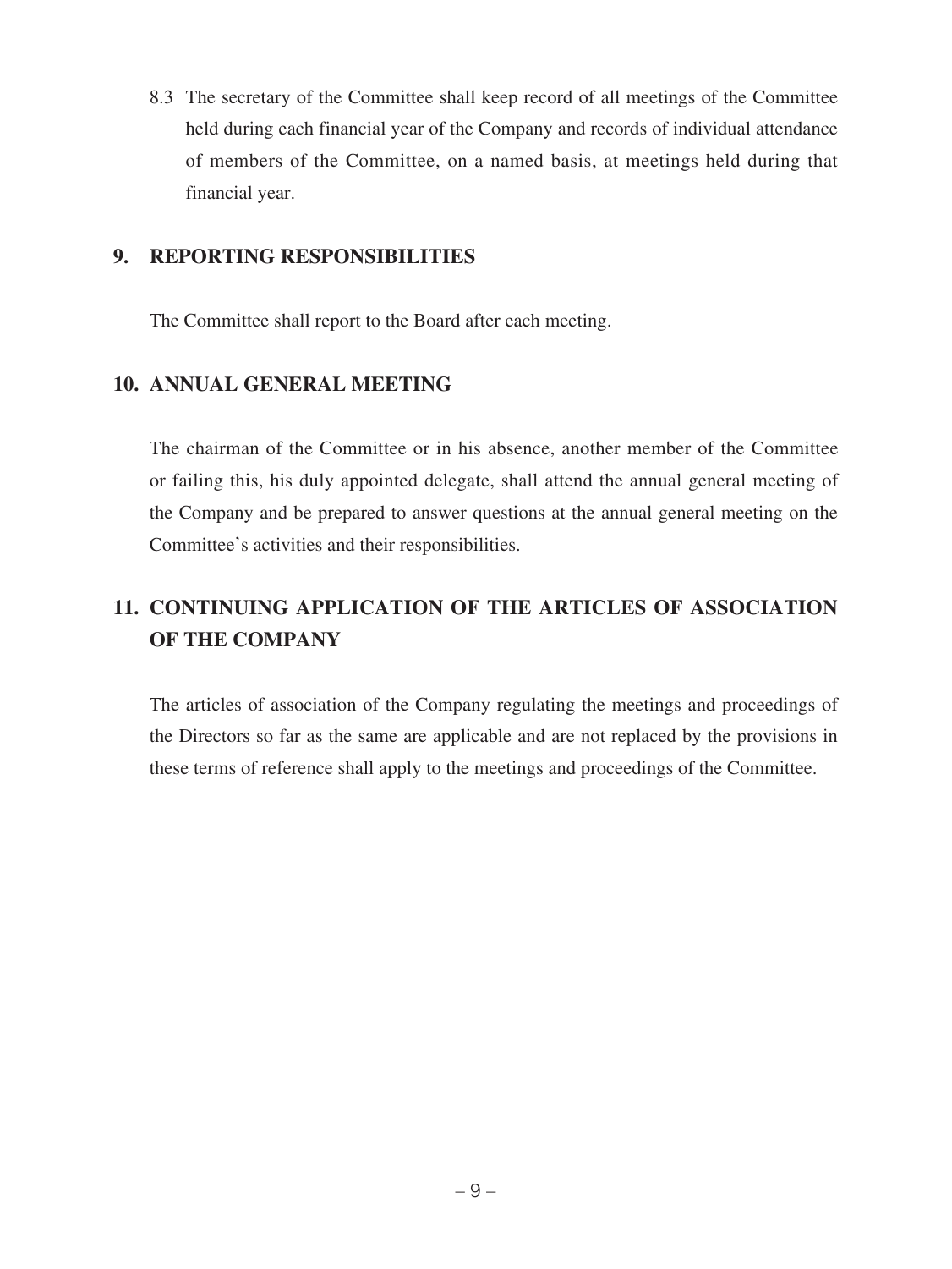8.3 The secretary of the Committee shall keep record of all meetings of the Committee held during each financial year of the Company and records of individual attendance of members of the Committee, on a named basis, at meetings held during that financial year.

## 9. REPORTING RESPONSIBILITIES

The Committee shall report to the Board after each meeting.

## 10. ANNUAL GENERAL MEETING

The chairman of the Committee or in his absence, another member of the Committee or failing this, his duly appointed delegate, shall attend the annual general meeting of the Company and be prepared to answer questions at the annual general meeting on the Committee's activities and their responsibilities.

## 11. CONTINUING APPLICATION OF THE ARTICLES OF ASSOCIATION OF THE COMPANY

The articles of association of the Company regulating the meetings and proceedings of the Directors so far as the same are applicable and are not replaced by the provisions in these terms of reference shall apply to the meetings and proceedings of the Committee.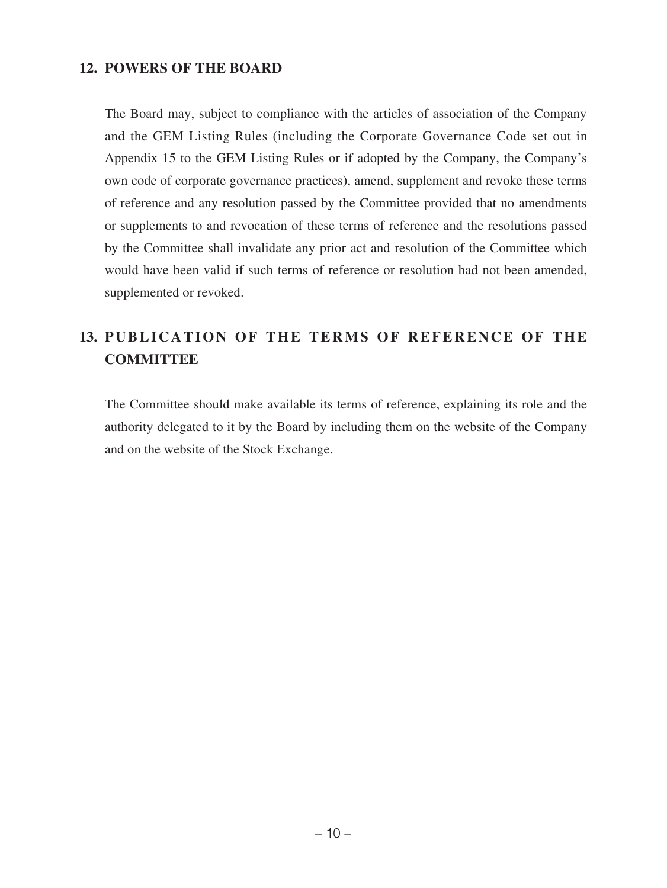## 12. POWERS OF THE BOARD

The Board may, subject to compliance with the articles of association of the Company and the GEM Listing Rules (including the Corporate Governance Code set out in Appendix 15 to the GEM Listing Rules or if adopted by the Company, the Company's own code of corporate governance practices), amend, supplement and revoke these terms of reference and any resolution passed by the Committee provided that no amendments or supplements to and revocation of these terms of reference and the resolutions passed by the Committee shall invalidate any prior act and resolution of the Committee which would have been valid if such terms of reference or resolution had not been amended, supplemented or revoked.

## 13. PUBLICATION OF THE TERMS OF REFERENCE OF THE COMMITTEE

The Committee should make available its terms of reference, explaining its role and the authority delegated to it by the Board by including them on the website of the Company and on the website of the Stock Exchange.